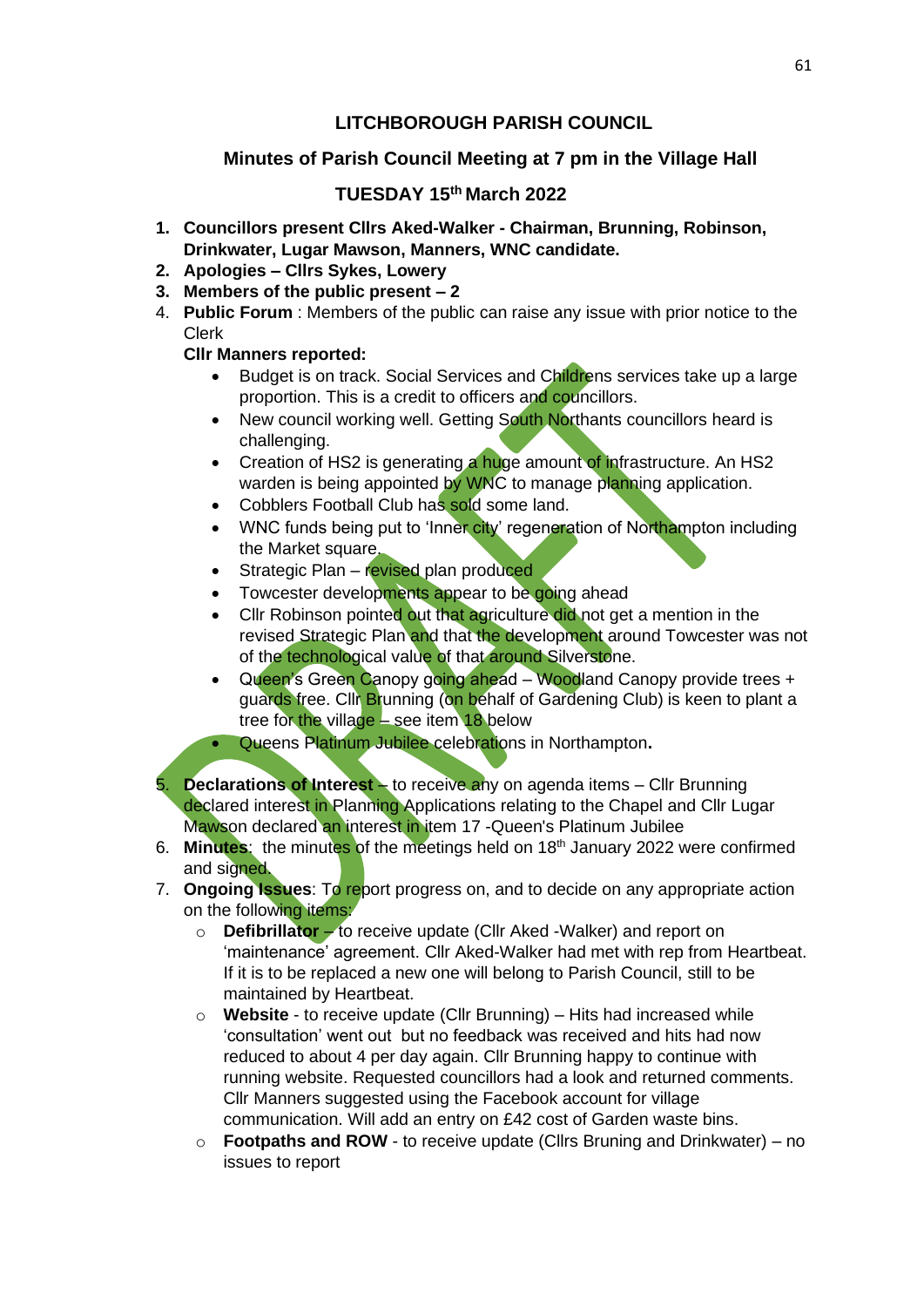# LITCHBOROUGH PARISH COUNCIL

## Minutes of Parish Council Meeting at 7 pm in the Village Hall

## TUESDAY 15th March 2022

1. **Councillors present Cllrs Aked-Walker - Chairman, Brunning, Robinson, Drinkwater, Lugar Mawson, Manners, WNC candidate.**
2. **Apologies – Cllrs Sykes, Lowery**
3. **Members of the public present – 2**
4. **Public Forum** : Members of the public can raise any issue with prior notice to the Clerk

   **Cllr Manners reported:**

   - Budget is on track. Social Services and Childrens services take up a large proportion. This is a credit to officers and councillors.
   - New council working well. Getting South Northants councillors heard is challenging.
   - Creation of HS2 is generating a huge amount of infrastructure. An HS2 warden is being appointed by WNC to manage planning application.
   - Cobblers Football Club has sold some land.
   - WNC funds being put to 'Inner city' regeneration of Northampton including the Market square.
   - Strategic Plan – revised plan produced
   - Towcester developments appear to be going ahead
   - Cllr Robinson pointed out that agriculture did not get a mention in the revised Strategic Plan and that the development around Towcester was not of the technological value of that around Silverstone.
   - Queen's Green Canopy going ahead – Woodland Canopy provide trees + guards free. Cllr Brunning (on behalf of Gardening Club) is keen to plant a tree for the village – see item 18 below
   - Queens Platinum Jubilee celebrations in Northampton**.**

5. **Declarations of Interest** – to receive any on agenda items – Cllr Brunning declared interest in Planning Applications relating to the Chapel and Cllr Lugar Mawson declared an interest in item 17 -Queen's Platinum Jubilee
6. **Minutes**: the minutes of the meetings held on 18th January 2022 were confirmed and signed.
7. **Ongoing Issues**: To report progress on, and to decide on any appropriate action on the following items:
   - **Defibrillator** – to receive update (Cllr Aked -Walker) and report on 'maintenance' agreement. Cllr Aked-Walker had met with rep from Heartbeat. If it is to be replaced a new one will belong to Parish Council, still to be maintained by Heartbeat.
   - **Website** - to receive update (Cllr Brunning) – Hits had increased while 'consultation' went out but no feedback was received and hits had now reduced to about 4 per day again. Cllr Brunning happy to continue with running website. Requested councillors had a look and returned comments. Cllr Manners suggested using the Facebook account for village communication. Will add an entry on £42 cost of Garden waste bins.
   - **Footpaths and ROW** - to receive update (Cllrs Bruning and Drinkwater) – no issues to report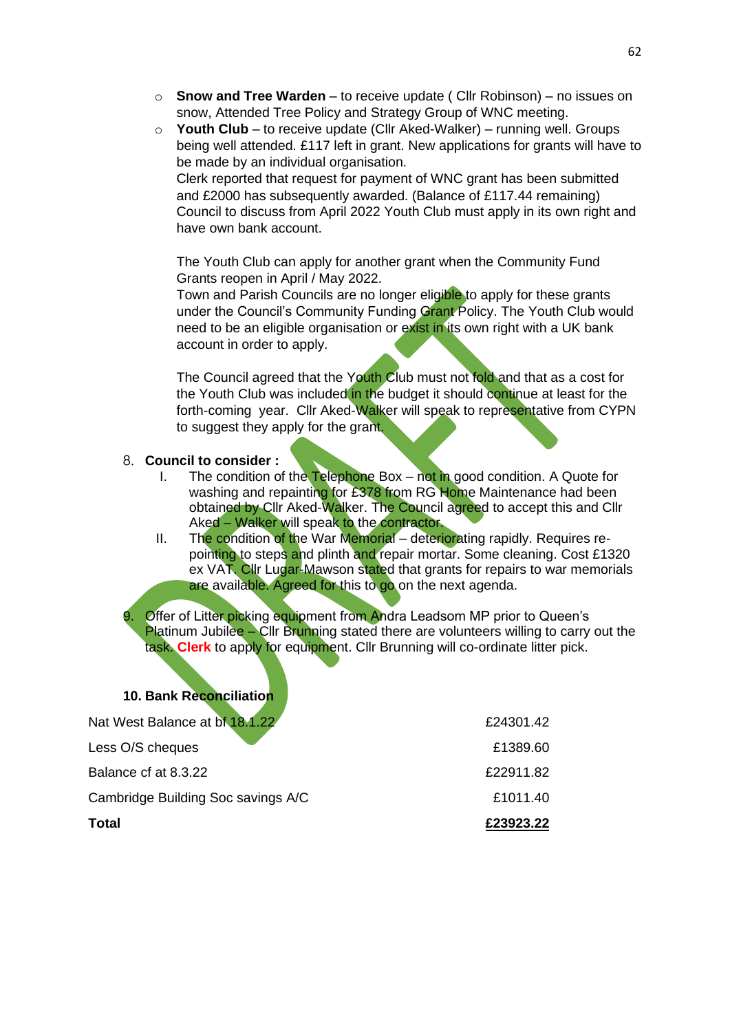- **Snow and Tree Warden** – to receive update ( Cllr Robinson) – no issues on snow, Attended Tree Policy and Strategy Group of WNC meeting.
- **Youth Club** – to receive update (Cllr Aked-Walker) – running well. Groups being well attended. £117 left in grant. New applications for grants will have to be made by an individual organisation.
  Clerk reported that request for payment of WNC grant has been submitted and £2000 has subsequently awarded. (Balance of £117.44 remaining) Council to discuss from April 2022 Youth Club must apply in its own right and have own bank account.

  The Youth Club can apply for another grant when the Community Fund Grants reopen in April / May 2022.
  Town and Parish Councils are no longer eligible to apply for these grants under the Council's Community Funding Grant Policy. The Youth Club would need to be an eligible organisation or exist in its own right with a UK bank account in order to apply.

  The Council agreed that the Youth Club must not fold and that as a cost for the Youth Club was included in the budget it should continue at least for the forth-coming year. Cllr Aked-Walker will speak to representative from CYPN to suggest they apply for the grant.

8. **Council to consider :**
   I. The condition of the Telephone Box – not in good condition. A Quote for washing and repainting for £378 from RG Home Maintenance had been obtained by Cllr Aked-Walker. The Council agreed to accept this and Cllr Aked – Walker will speak to the contractor.
   II. The condition of the War Memorial – deteriorating rapidly. Requires re-pointing to steps and plinth and repair mortar. Some cleaning. Cost £1320 ex VAT. Cllr Lugar-Mawson stated that grants for repairs to war memorials are available. Agreed for this to go on the next agenda.

9. Offer of Litter picking equipment from Andra Leadsom MP prior to Queen's Platinum Jubilee – Cllr Brunning stated there are volunteers willing to carry out the task. **Clerk** to apply for equipment. Cllr Brunning will co-ordinate litter pick.

**10. Bank Reconciliation**

| | |
|---|---|
| Nat West Balance at bf 18.1.22 | £24301.42 |
| Less O/S cheques | £1389.60 |
| Balance cf at 8.3.22 | £22911.82 |
| Cambridge Building Soc savings A/C | £1011.40 |
| **Total** | **£23923.22** |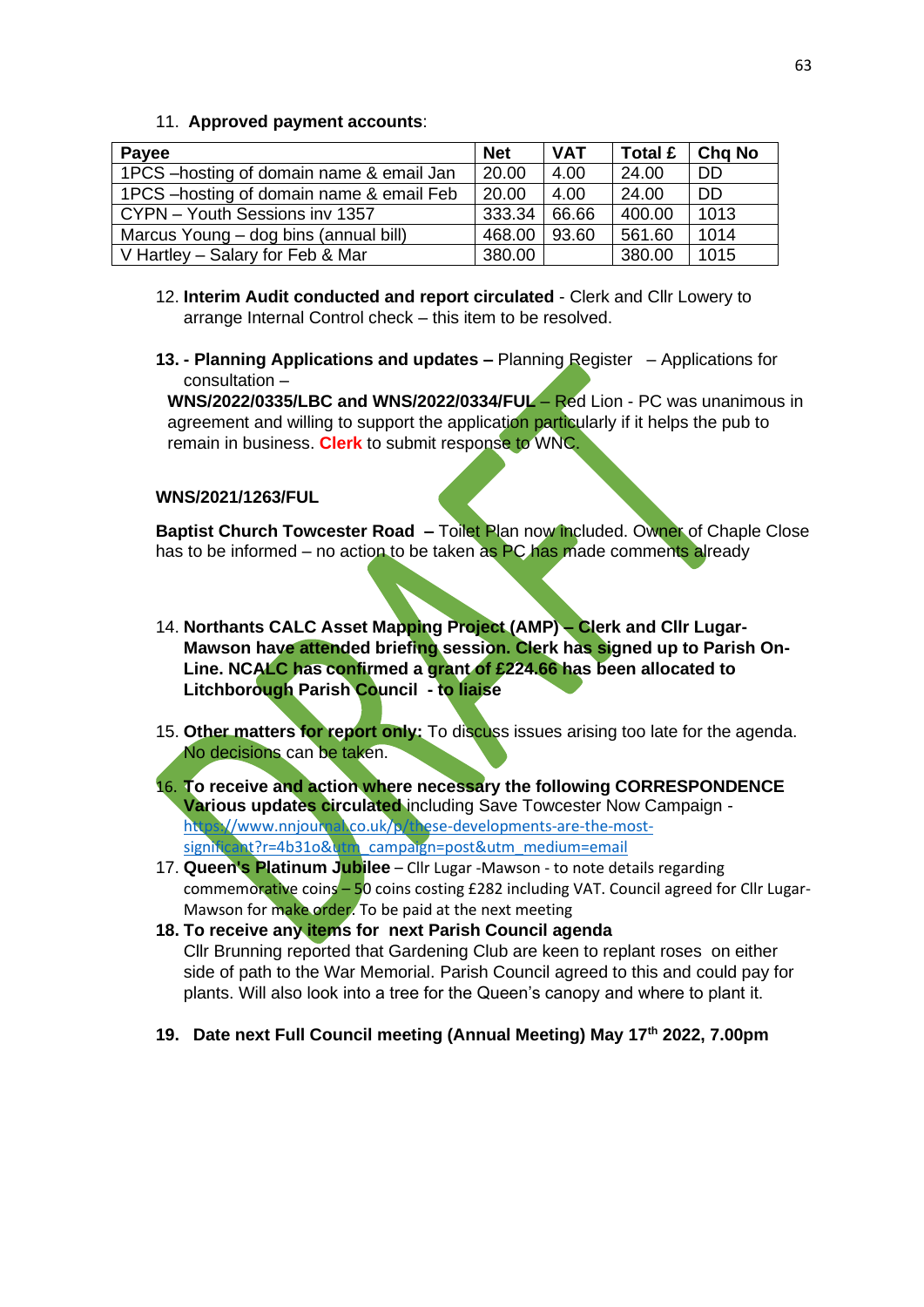11. **Approved payment accounts**:

| Payee | Net | VAT | Total £ | Chq No |
|---|---|---|---|---|
| 1PCS –hosting of domain name & email Jan | 20.00 | 4.00 | 24.00 | DD |
| 1PCS –hosting of domain name & email Feb | 20.00 | 4.00 | 24.00 | DD |
| CYPN – Youth Sessions inv 1357 | 333.34 | 66.66 | 400.00 | 1013 |
| Marcus Young – dog bins (annual bill) | 468.00 | 93.60 | 561.60 | 1014 |
| V Hartley – Salary for Feb & Mar | 380.00 | | 380.00 | 1015 |

12. **Interim Audit conducted and report circulated** - Clerk and Cllr Lowery to arrange Internal Control check – this item to be resolved.

13. **- Planning Applications and updates –** Planning Register – Applications for consultation –

**WNS/2022/0335/LBC and WNS/2022/0334/FUL** – Red Lion - PC was unanimous in agreement and willing to support the application particularly if it helps the pub to remain in business. **Clerk** to submit response to WNC.

**WNS/2021/1263/FUL**

**Baptist Church Towcester Road –** Toilet Plan now included. Owner of Chaple Close has to be informed – no action to be taken as PC has made comments already

14. **Northants CALC Asset Mapping Project (AMP) – Clerk and Cllr Lugar-Mawson have attended briefing session. Clerk has signed up to Parish On-Line. NCALC has confirmed a grant of £224.66 has been allocated to Litchborough Parish Council - to liaise**

15. **Other matters for report only:** To discuss issues arising too late for the agenda. No decisions can be taken.

16. **To receive and action where necessary the following CORRESPONDENCE Various updates circulated** including Save Towcester Now Campaign - https://www.nnjournal.co.uk/p/these-developments-are-the-most-significant?r=4b31o&utm_campaign=post&utm_medium=email

17. **Queen's Platinum Jubilee** – Cllr Lugar -Mawson - to note details regarding commemorative coins – 50 coins costing £282 including VAT. Council agreed for Cllr Lugar-Mawson for make order. To be paid at the next meeting

18. **To receive any items for next Parish Council agenda**
Cllr Brunning reported that Gardening Club are keen to replant roses on either side of path to the War Memorial. Parish Council agreed to this and could pay for plants. Will also look into a tree for the Queen's canopy and where to plant it.

19. **Date next Full Council meeting (Annual Meeting) May 17th 2022, 7.00pm**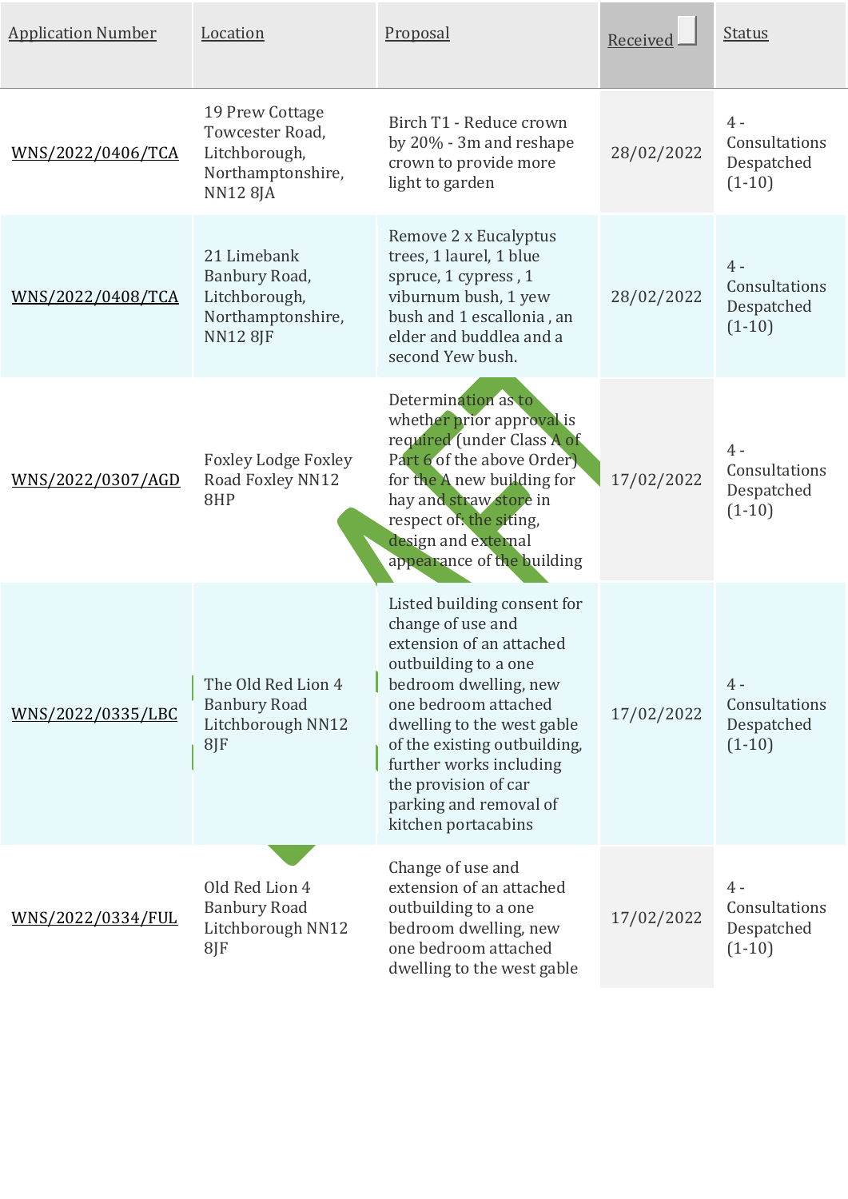| Application Number | Location | Proposal | Received | Status |
|---|---|---|---|---|
| WNS/2022/0406/TCA | 19 Prew Cottage Towcester Road, Litchborough, Northamptonshire, NN12 8JA | Birch T1 - Reduce crown by 20% - 3m and reshape crown to provide more light to garden | 28/02/2022 | 4 - Consultations Despatched (1-10) |
| WNS/2022/0408/TCA | 21 Limebank Banbury Road, Litchborough, Northamptonshire, NN12 8JF | Remove 2 x Eucalyptus trees, 1 laurel, 1 blue spruce, 1 cypress , 1 viburnum bush, 1 yew bush and 1 escallonia , an elder and buddlea and a second Yew bush. | 28/02/2022 | 4 - Consultations Despatched (1-10) |
| WNS/2022/0307/AGD | Foxley Lodge Foxley Road Foxley NN12 8HP | Determination as to whether prior approval is required (under Class A of Part 6 of the above Order) for the A new building for hay and straw store in respect of: the siting, design and external appearance of the building | 17/02/2022 | 4 - Consultations Despatched (1-10) |
| WNS/2022/0335/LBC | The Old Red Lion 4 Banbury Road Litchborough NN12 8JF | Listed building consent for change of use and extension of an attached outbuilding to a one bedroom dwelling, new one bedroom attached dwelling to the west gable of the existing outbuilding, further works including the provision of car parking and removal of kitchen portacabins | 17/02/2022 | 4 - Consultations Despatched (1-10) |
| WNS/2022/0334/FUL | Old Red Lion 4 Banbury Road Litchborough NN12 8JF | Change of use and extension of an attached outbuilding to a one bedroom dwelling, new one bedroom attached dwelling to the west gable | 17/02/2022 | 4 - Consultations Despatched (1-10) |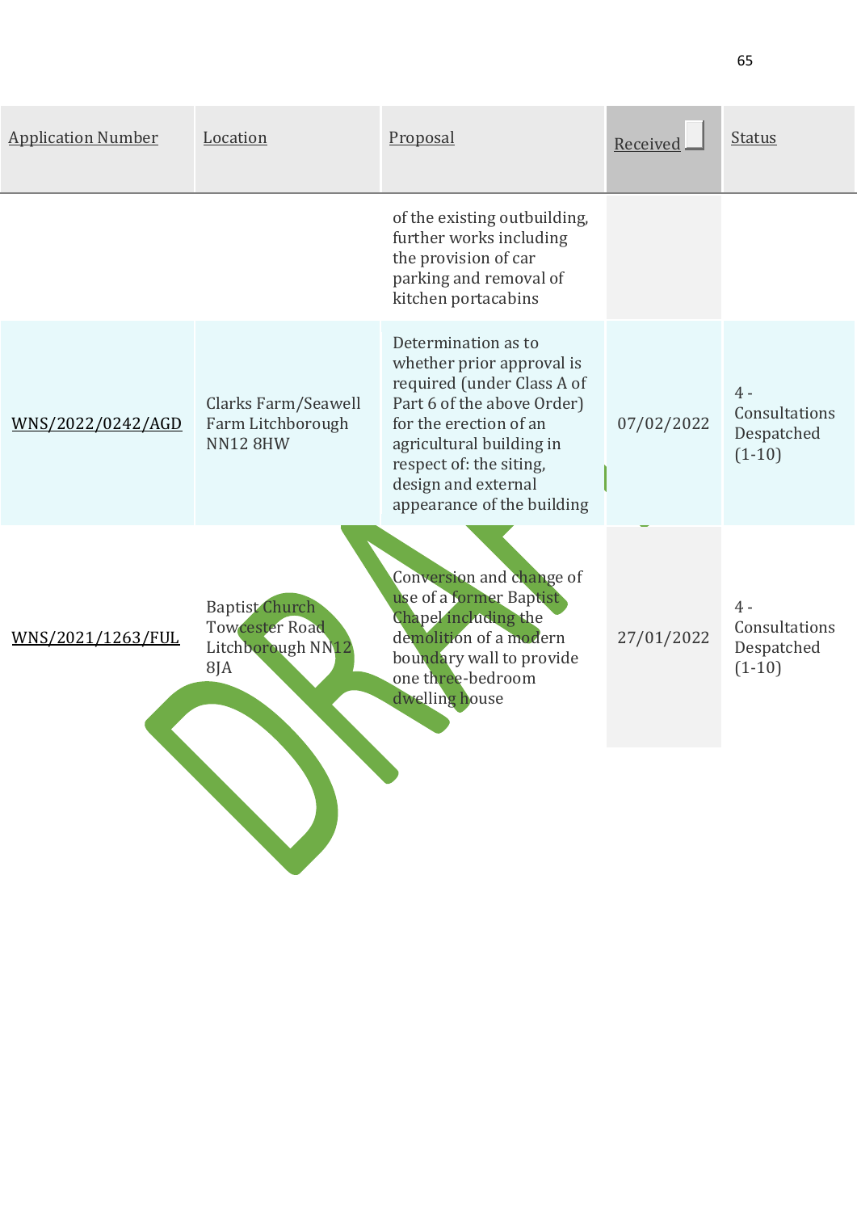| Application Number | Location | Proposal | Received | Status |
|---|---|---|---|---|
| | | of the existing outbuilding, further works including the provision of car parking and removal of kitchen portacabins | | |
| WNS/2022/0242/AGD | Clarks Farm/Seawell Farm Litchborough NN12 8HW | Determination as to whether prior approval is required (under Class A of Part 6 of the above Order) for the erection of an agricultural building in respect of: the siting, design and external appearance of the building | 07/02/2022 | 4 - Consultations Despatched (1-10) |
| WNS/2021/1263/FUL | Baptist Church Towcester Road Litchborough NN12 8JA | Conversion and change of use of a former Baptist Chapel including the demolition of a modern boundary wall to provide one three-bedroom dwelling house | 27/01/2022 | 4 - Consultations Despatched (1-10) |